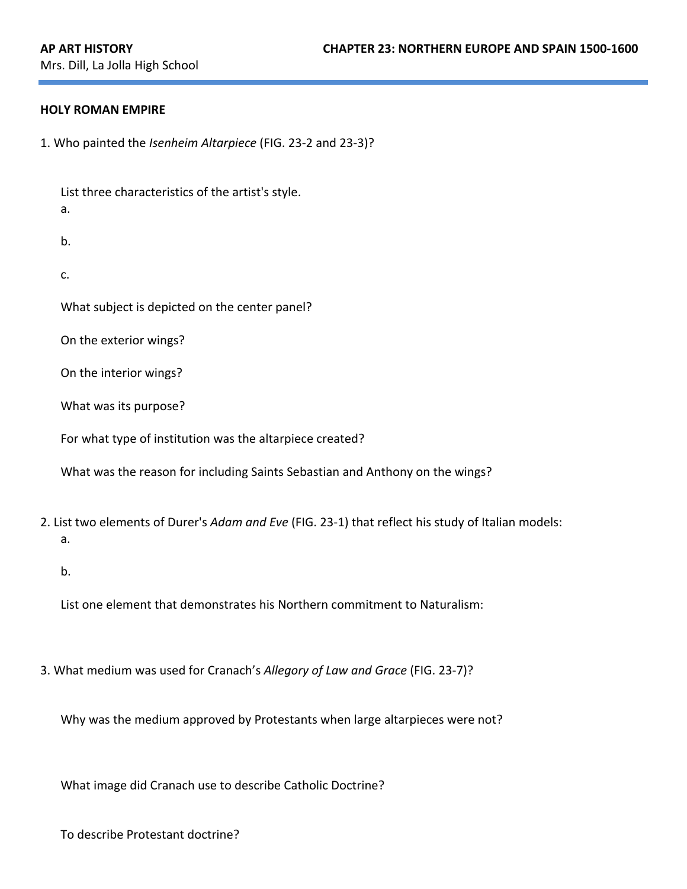**AP ART HISTORY** **CHAPTER 23: NORTHERN EUROPE AND SPAIN 1500-1600**

Mrs. Dill, La Jolla High School

**HOLY ROMAN EMPIRE**

1. Who painted the *Isenheim Altarpiece* (FIG. 23-2 and 23-3)?

   List three characteristics of the artist's style.

   a.

   b.

   c.

   What subject is depicted on the center panel?

   On the exterior wings?

   On the interior wings?

   What was its purpose?

   For what type of institution was the altarpiece created?

   What was the reason for including Saints Sebastian and Anthony on the wings?

2. List two elements of Durer's *Adam and Eve* (FIG. 23-1) that reflect his study of Italian models:

   a.

   b.

   List one element that demonstrates his Northern commitment to Naturalism:

3. What medium was used for Cranach's *Allegory of Law and Grace* (FIG. 23-7)?

   Why was the medium approved by Protestants when large altarpieces were not?

   What image did Cranach use to describe Catholic Doctrine?

   To describe Protestant doctrine?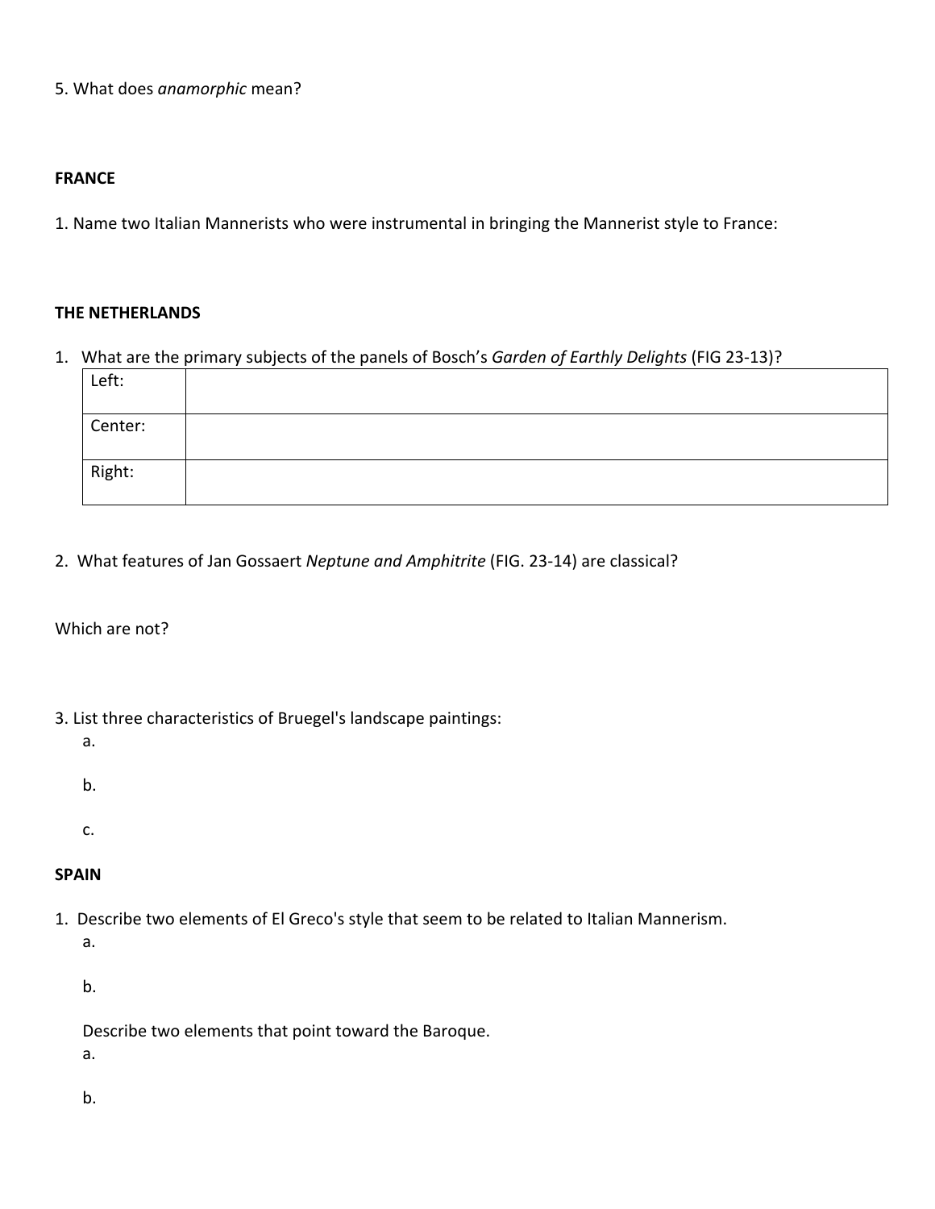5. What does *anamorphic* mean?

**FRANCE**

1. Name two Italian Mannerists who were instrumental in bringing the Mannerist style to France:

**THE NETHERLANDS**

1. What are the primary subjects of the panels of Bosch's *Garden of Earthly Delights* (FIG 23-13)?

| Left: | |
|---|---|
| Center: | |
| Right: | |

2. What features of Jan Gossaert *Neptune and Amphitrite* (FIG. 23-14) are classical?

Which are not?

3. List three characteristics of Bruegel's landscape paintings:
   a.

   b.

   c.

**SPAIN**

1. Describe two elements of El Greco's style that seem to be related to Italian Mannerism.
   a.

   b.

   Describe two elements that point toward the Baroque.
   a.

   b.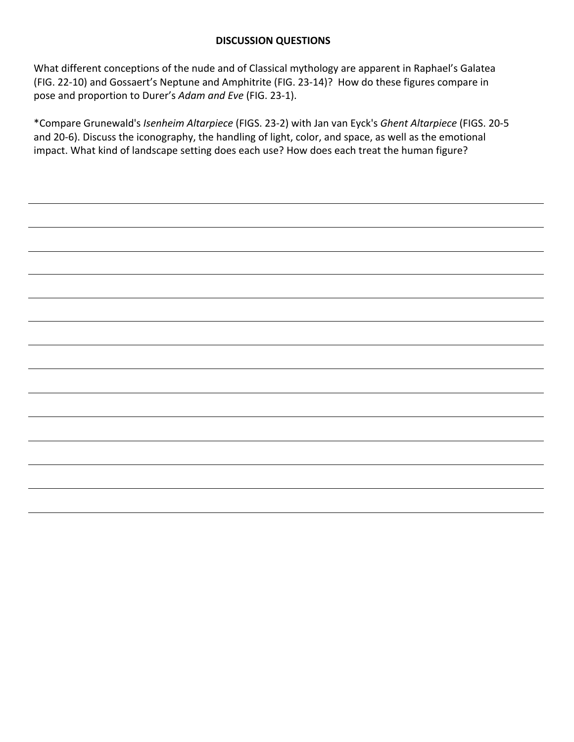**DISCUSSION QUESTIONS**

What different conceptions of the nude and of Classical mythology are apparent in Raphael's Galatea (FIG. 22-10) and Gossaert's Neptune and Amphitrite (FIG. 23-14)? How do these figures compare in pose and proportion to Durer's *Adam and Eve* (FIG. 23-1).

*Compare Grunewald's *Isenheim Altarpiece* (FIGS. 23-2) with Jan van Eyck's *Ghent Altarpiece* (FIGS. 20-5 and 20-6). Discuss the iconography, the handling of light, color, and space, as well as the emotional impact. What kind of landscape setting does each use? How does each treat the human figure?